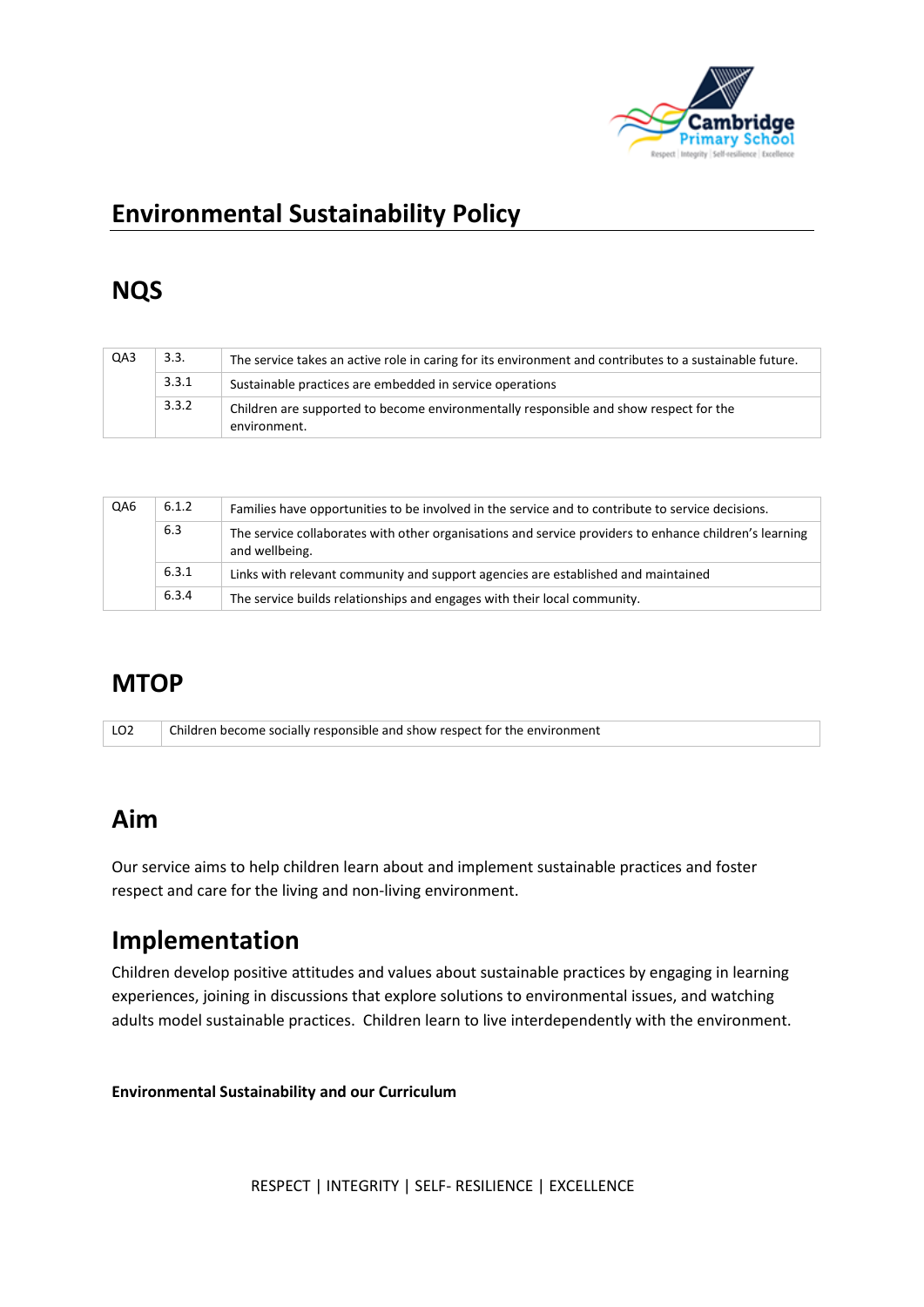# Environmental Sustainability Policy

## NQS

| | | |
|---|---|---|
| QA3 | 3.3. | The service takes an active role in caring for its environment and contributes to a sustainable future. |
| | 3.3.1 | Sustainable practices are embedded in service operations |
| | 3.3.2 | Children are supported to become environmentally responsible and show respect for the environment. |

| | | |
|---|---|---|
| QA6 | 6.1.2 | Families have opportunities to be involved in the service and to contribute to service decisions. |
| | 6.3 | The service collaborates with other organisations and service providers to enhance children's learning and wellbeing. |
| | 6.3.1 | Links with relevant community and support agencies are established and maintained |
| | 6.3.4 | The service builds relationships and engages with their local community. |

## MTOP

| | |
|---|---|
| LO2 | Children become socially responsible and show respect for the environment |

## Aim

Our service aims to help children learn about and implement sustainable practices and foster respect and care for the living and non-living environment.

## Implementation

Children develop positive attitudes and values about sustainable practices by engaging in learning experiences, joining in discussions that explore solutions to environmental issues, and watching adults model sustainable practices. Children learn to live interdependently with the environment.

**Environmental Sustainability and our Curriculum**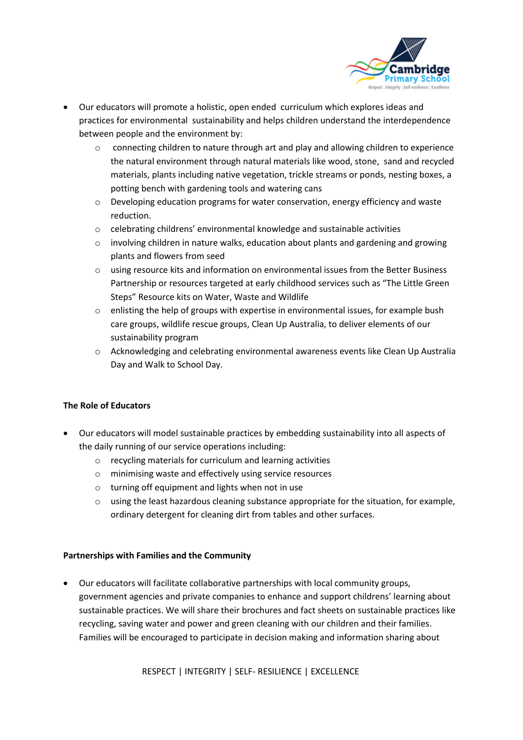- Our educators will promote a holistic, open ended curriculum which explores ideas and practices for environmental sustainability and helps children understand the interdependence between people and the environment by:
  - connecting children to nature through art and play and allowing children to experience the natural environment through natural materials like wood, stone, sand and recycled materials, plants including native vegetation, trickle streams or ponds, nesting boxes, a potting bench with gardening tools and watering cans
  - Developing education programs for water conservation, energy efficiency and waste reduction.
  - celebrating childrens' environmental knowledge and sustainable activities
  - involving children in nature walks, education about plants and gardening and growing plants and flowers from seed
  - using resource kits and information on environmental issues from the Better Business Partnership or resources targeted at early childhood services such as "The Little Green Steps" Resource kits on Water, Waste and Wildlife
  - enlisting the help of groups with expertise in environmental issues, for example bush care groups, wildlife rescue groups, Clean Up Australia, to deliver elements of our sustainability program
  - Acknowledging and celebrating environmental awareness events like Clean Up Australia Day and Walk to School Day.

**The Role of Educators**

- Our educators will model sustainable practices by embedding sustainability into all aspects of the daily running of our service operations including:
  - recycling materials for curriculum and learning activities
  - minimising waste and effectively using service resources
  - turning off equipment and lights when not in use
  - using the least hazardous cleaning substance appropriate for the situation, for example, ordinary detergent for cleaning dirt from tables and other surfaces.

**Partnerships with Families and the Community**

- Our educators will facilitate collaborative partnerships with local community groups, government agencies and private companies to enhance and support childrens' learning about sustainable practices. We will share their brochures and fact sheets on sustainable practices like recycling, saving water and power and green cleaning with our children and their families. Families will be encouraged to participate in decision making and information sharing about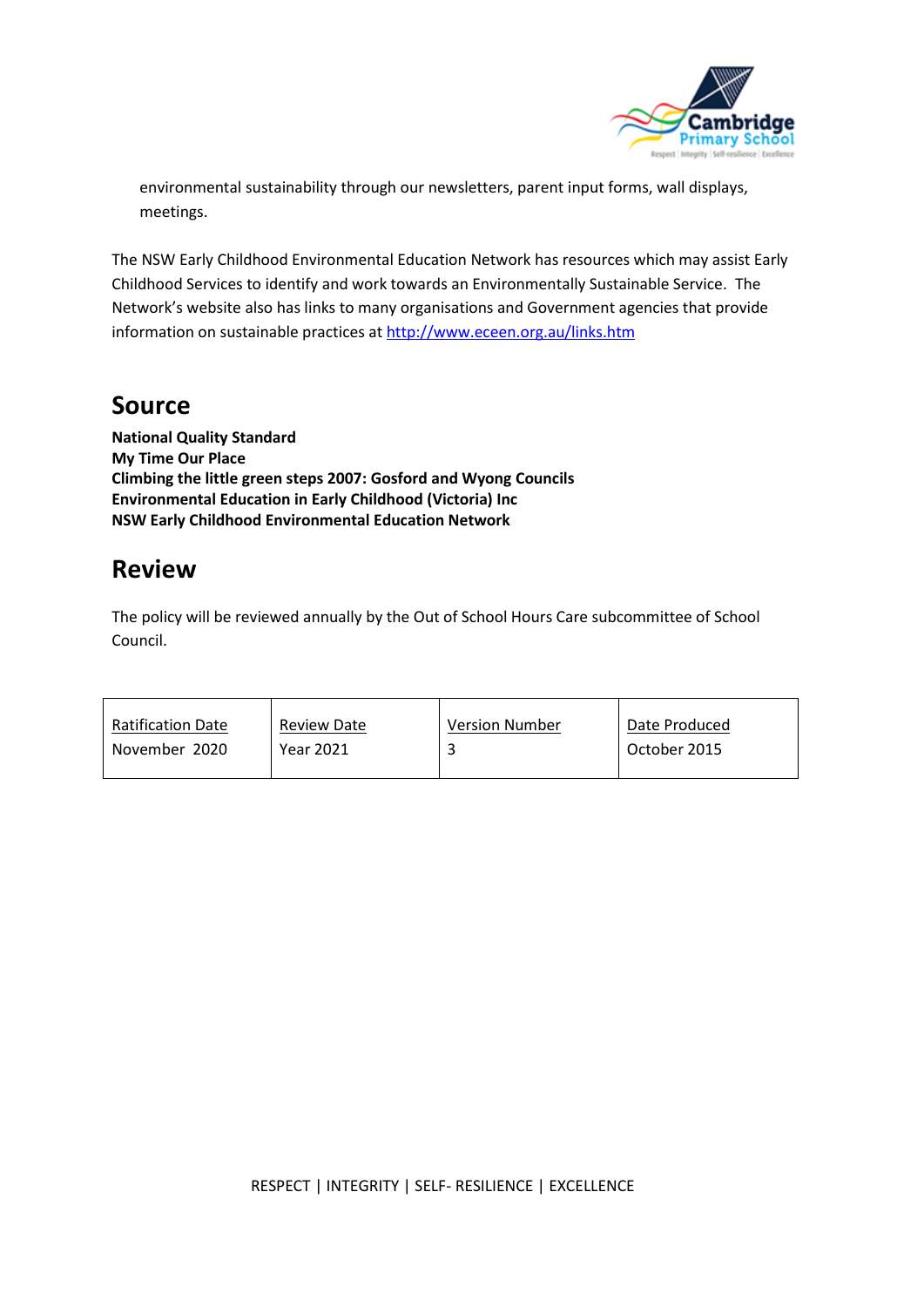environmental sustainability through our newsletters, parent input forms, wall displays, meetings.

The NSW Early Childhood Environmental Education Network has resources which may assist Early Childhood Services to identify and work towards an Environmentally Sustainable Service. The Network's website also has links to many organisations and Government agencies that provide information on sustainable practices at http://www.eceen.org.au/links.htm

## Source

**National Quality Standard**
**My Time Our Place**
**Climbing the little green steps 2007: Gosford and Wyong Councils**
**Environmental Education in Early Childhood (Victoria) Inc**
**NSW Early Childhood Environmental Education Network**

## Review

The policy will be reviewed annually by the Out of School Hours Care subcommittee of School Council.

| Ratification Date | Review Date | Version Number | Date Produced |
|---|---|---|---|
| November 2020 | Year 2021 | 3 | October 2015 |